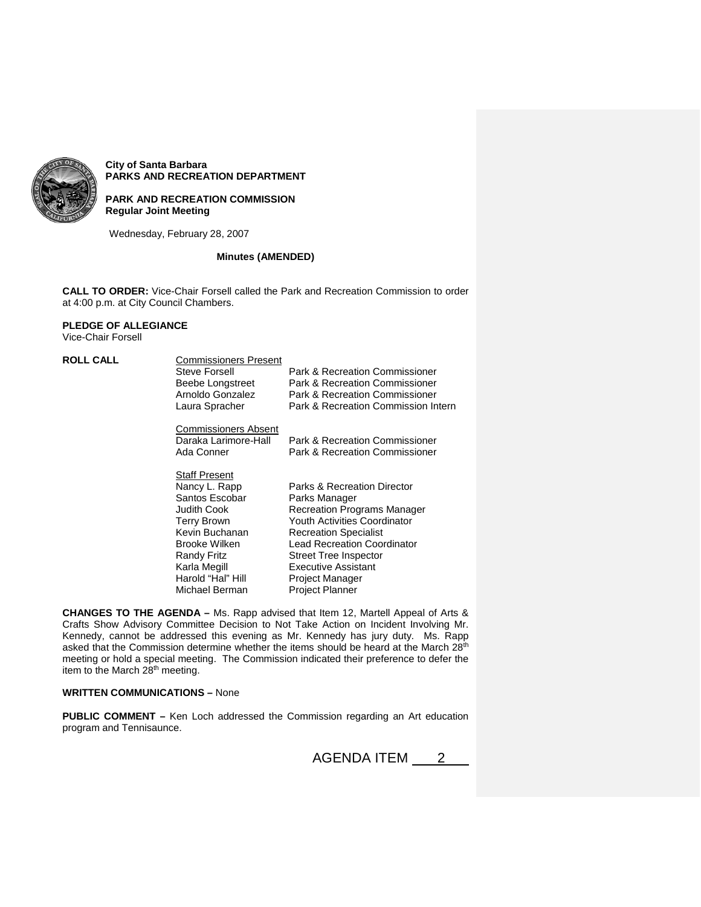**City of Santa Barbara**
**PARKS AND RECREATION DEPARTMENT**

**PARK AND RECREATION COMMISSION**
**Regular Joint Meeting**

Wednesday, February 28, 2007

**Minutes (AMENDED)**

**CALL TO ORDER:** Vice-Chair Forsell called the Park and Recreation Commission to order at 4:00 p.m. at City Council Chambers.

**PLEDGE OF ALLEGIANCE**
Vice-Chair Forsell

**ROLL CALL**

Commissioners Present

| | |
|---|---|
| Steve Forsell | Park & Recreation Commissioner |
| Beebe Longstreet | Park & Recreation Commissioner |
| Arnoldo Gonzalez | Park & Recreation Commissioner |
| Laura Spracher | Park & Recreation Commission Intern |

Commissioners Absent

| | |
|---|---|
| Daraka Larimore-Hall | Park & Recreation Commissioner |
| Ada Conner | Park & Recreation Commissioner |

Staff Present

| | |
|---|---|
| Nancy L. Rapp | Parks & Recreation Director |
| Santos Escobar | Parks Manager |
| Judith Cook | Recreation Programs Manager |
| Terry Brown | Youth Activities Coordinator |
| Kevin Buchanan | Recreation Specialist |
| Brooke Wilken | Lead Recreation Coordinator |
| Randy Fritz | Street Tree Inspector |
| Karla Megill | Executive Assistant |
| Harold "Hal" Hill | Project Manager |
| Michael Berman | Project Planner |

**CHANGES TO THE AGENDA –** Ms. Rapp advised that Item 12, Martell Appeal of Arts & Crafts Show Advisory Committee Decision to Not Take Action on Incident Involving Mr. Kennedy, cannot be addressed this evening as Mr. Kennedy has jury duty. Ms. Rapp asked that the Commission determine whether the items should be heard at the March 28th meeting or hold a special meeting. The Commission indicated their preference to defer the item to the March 28th meeting.

**WRITTEN COMMUNICATIONS –** None

**PUBLIC COMMENT –** Ken Loch addressed the Commission regarding an Art education program and Tennisaunce.

AGENDA ITEM 2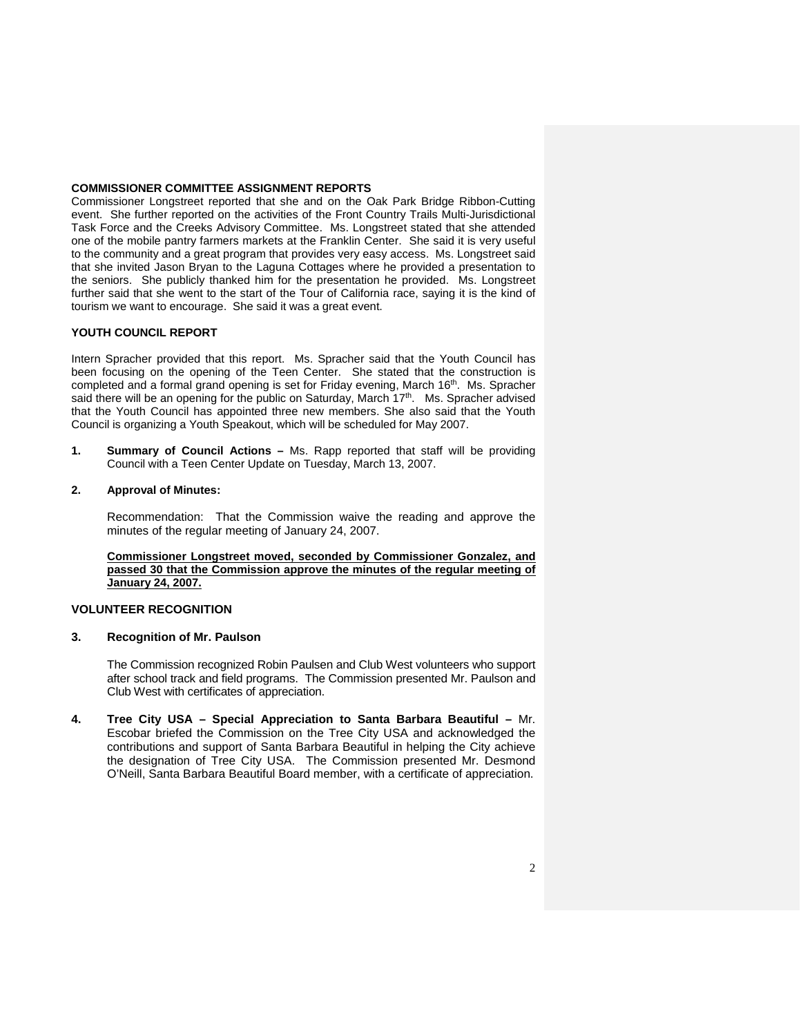**COMMISSIONER COMMITTEE ASSIGNMENT REPORTS**

Commissioner Longstreet reported that she and on the Oak Park Bridge Ribbon-Cutting event. She further reported on the activities of the Front Country Trails Multi-Jurisdictional Task Force and the Creeks Advisory Committee. Ms. Longstreet stated that she attended one of the mobile pantry farmers markets at the Franklin Center. She said it is very useful to the community and a great program that provides very easy access. Ms. Longstreet said that she invited Jason Bryan to the Laguna Cottages where he provided a presentation to the seniors. She publicly thanked him for the presentation he provided. Ms. Longstreet further said that she went to the start of the Tour of California race, saying it is the kind of tourism we want to encourage. She said it was a great event.

**YOUTH COUNCIL REPORT**

Intern Spracher provided that this report. Ms. Spracher said that the Youth Council has been focusing on the opening of the Teen Center. She stated that the construction is completed and a formal grand opening is set for Friday evening, March 16th. Ms. Spracher said there will be an opening for the public on Saturday, March 17th. Ms. Spracher advised that the Youth Council has appointed three new members. She also said that the Youth Council is organizing a Youth Speakout, which will be scheduled for May 2007.

**1. Summary of Council Actions –** Ms. Rapp reported that staff will be providing Council with a Teen Center Update on Tuesday, March 13, 2007.

**2. Approval of Minutes:**

Recommendation: That the Commission waive the reading and approve the minutes of the regular meeting of January 24, 2007.

**Commissioner Longstreet moved, seconded by Commissioner Gonzalez, and passed 30 that the Commission approve the minutes of the regular meeting of January 24, 2007.**

**VOLUNTEER RECOGNITION**

**3. Recognition of Mr. Paulson**

The Commission recognized Robin Paulsen and Club West volunteers who support after school track and field programs. The Commission presented Mr. Paulson and Club West with certificates of appreciation.

**4. Tree City USA – Special Appreciation to Santa Barbara Beautiful –** Mr. Escobar briefed the Commission on the Tree City USA and acknowledged the contributions and support of Santa Barbara Beautiful in helping the City achieve the designation of Tree City USA. The Commission presented Mr. Desmond O'Neill, Santa Barbara Beautiful Board member, with a certificate of appreciation.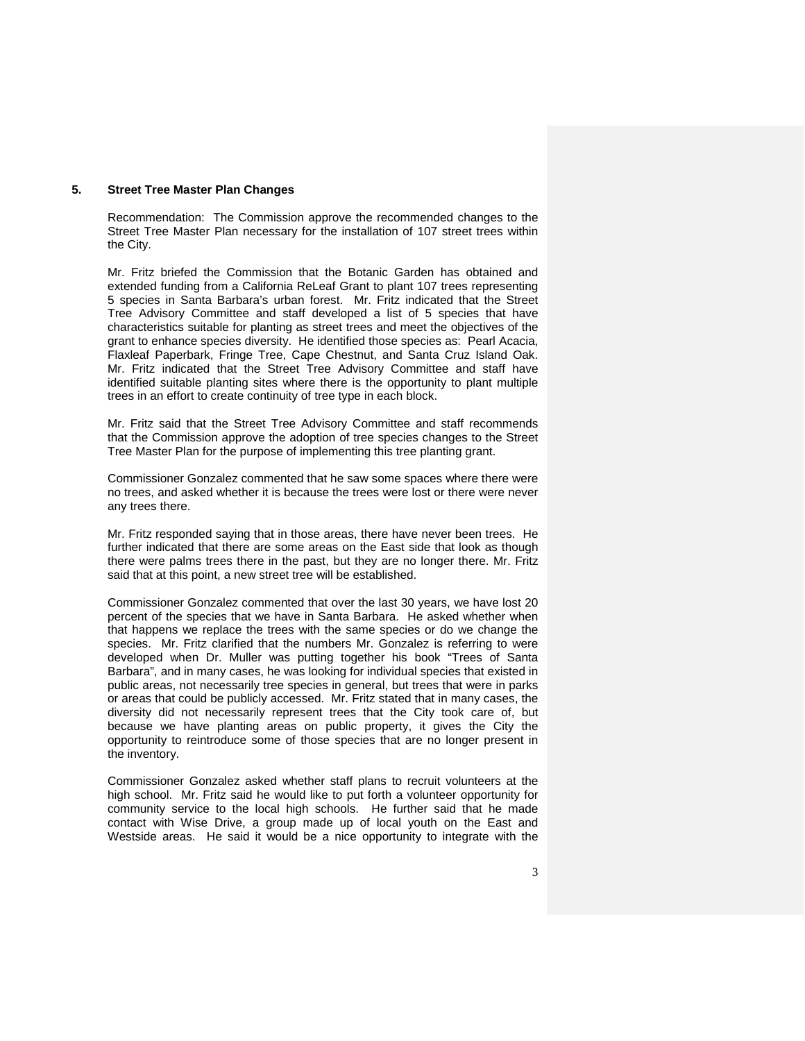## 5. Street Tree Master Plan Changes

Recommendation: The Commission approve the recommended changes to the Street Tree Master Plan necessary for the installation of 107 street trees within the City.

Mr. Fritz briefed the Commission that the Botanic Garden has obtained and extended funding from a California ReLeaf Grant to plant 107 trees representing 5 species in Santa Barbara's urban forest. Mr. Fritz indicated that the Street Tree Advisory Committee and staff developed a list of 5 species that have characteristics suitable for planting as street trees and meet the objectives of the grant to enhance species diversity. He identified those species as: Pearl Acacia, Flaxleaf Paperbark, Fringe Tree, Cape Chestnut, and Santa Cruz Island Oak. Mr. Fritz indicated that the Street Tree Advisory Committee and staff have identified suitable planting sites where there is the opportunity to plant multiple trees in an effort to create continuity of tree type in each block.

Mr. Fritz said that the Street Tree Advisory Committee and staff recommends that the Commission approve the adoption of tree species changes to the Street Tree Master Plan for the purpose of implementing this tree planting grant.

Commissioner Gonzalez commented that he saw some spaces where there were no trees, and asked whether it is because the trees were lost or there were never any trees there.

Mr. Fritz responded saying that in those areas, there have never been trees. He further indicated that there are some areas on the East side that look as though there were palms trees there in the past, but they are no longer there. Mr. Fritz said that at this point, a new street tree will be established.

Commissioner Gonzalez commented that over the last 30 years, we have lost 20 percent of the species that we have in Santa Barbara. He asked whether when that happens we replace the trees with the same species or do we change the species. Mr. Fritz clarified that the numbers Mr. Gonzalez is referring to were developed when Dr. Muller was putting together his book "Trees of Santa Barbara", and in many cases, he was looking for individual species that existed in public areas, not necessarily tree species in general, but trees that were in parks or areas that could be publicly accessed. Mr. Fritz stated that in many cases, the diversity did not necessarily represent trees that the City took care of, but because we have planting areas on public property, it gives the City the opportunity to reintroduce some of those species that are no longer present in the inventory.

Commissioner Gonzalez asked whether staff plans to recruit volunteers at the high school. Mr. Fritz said he would like to put forth a volunteer opportunity for community service to the local high schools. He further said that he made contact with Wise Drive, a group made up of local youth on the East and Westside areas. He said it would be a nice opportunity to integrate with the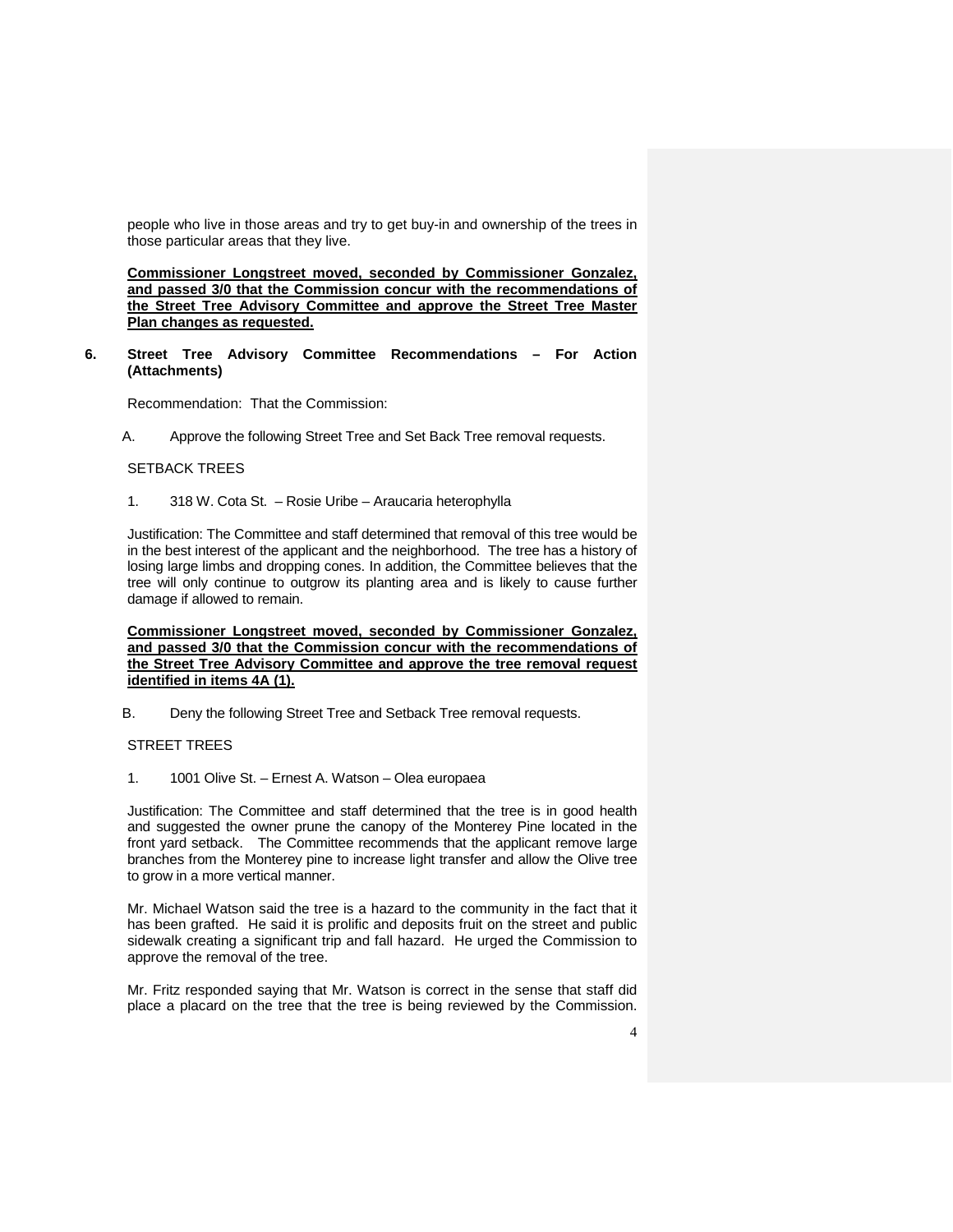people who live in those areas and try to get buy-in and ownership of the trees in those particular areas that they live.

**Commissioner Longstreet moved, seconded by Commissioner Gonzalez, and passed 3/0 that the Commission concur with the recommendations of the Street Tree Advisory Committee and approve the Street Tree Master Plan changes as requested.**

## 6. Street Tree Advisory Committee Recommendations – For Action (Attachments)

Recommendation: That the Commission:

A. Approve the following Street Tree and Set Back Tree removal requests.

SETBACK TREES

1. 318 W. Cota St. – Rosie Uribe – Araucaria heterophylla

Justification: The Committee and staff determined that removal of this tree would be in the best interest of the applicant and the neighborhood. The tree has a history of losing large limbs and dropping cones. In addition, the Committee believes that the tree will only continue to outgrow its planting area and is likely to cause further damage if allowed to remain.

**Commissioner Longstreet moved, seconded by Commissioner Gonzalez, and passed 3/0 that the Commission concur with the recommendations of the Street Tree Advisory Committee and approve the tree removal request identified in items 4A (1).**

B. Deny the following Street Tree and Setback Tree removal requests.

STREET TREES

1. 1001 Olive St. – Ernest A. Watson – Olea europaea

Justification: The Committee and staff determined that the tree is in good health and suggested the owner prune the canopy of the Monterey Pine located in the front yard setback. The Committee recommends that the applicant remove large branches from the Monterey pine to increase light transfer and allow the Olive tree to grow in a more vertical manner.

Mr. Michael Watson said the tree is a hazard to the community in the fact that it has been grafted. He said it is prolific and deposits fruit on the street and public sidewalk creating a significant trip and fall hazard. He urged the Commission to approve the removal of the tree.

Mr. Fritz responded saying that Mr. Watson is correct in the sense that staff did place a placard on the tree that the tree is being reviewed by the Commission.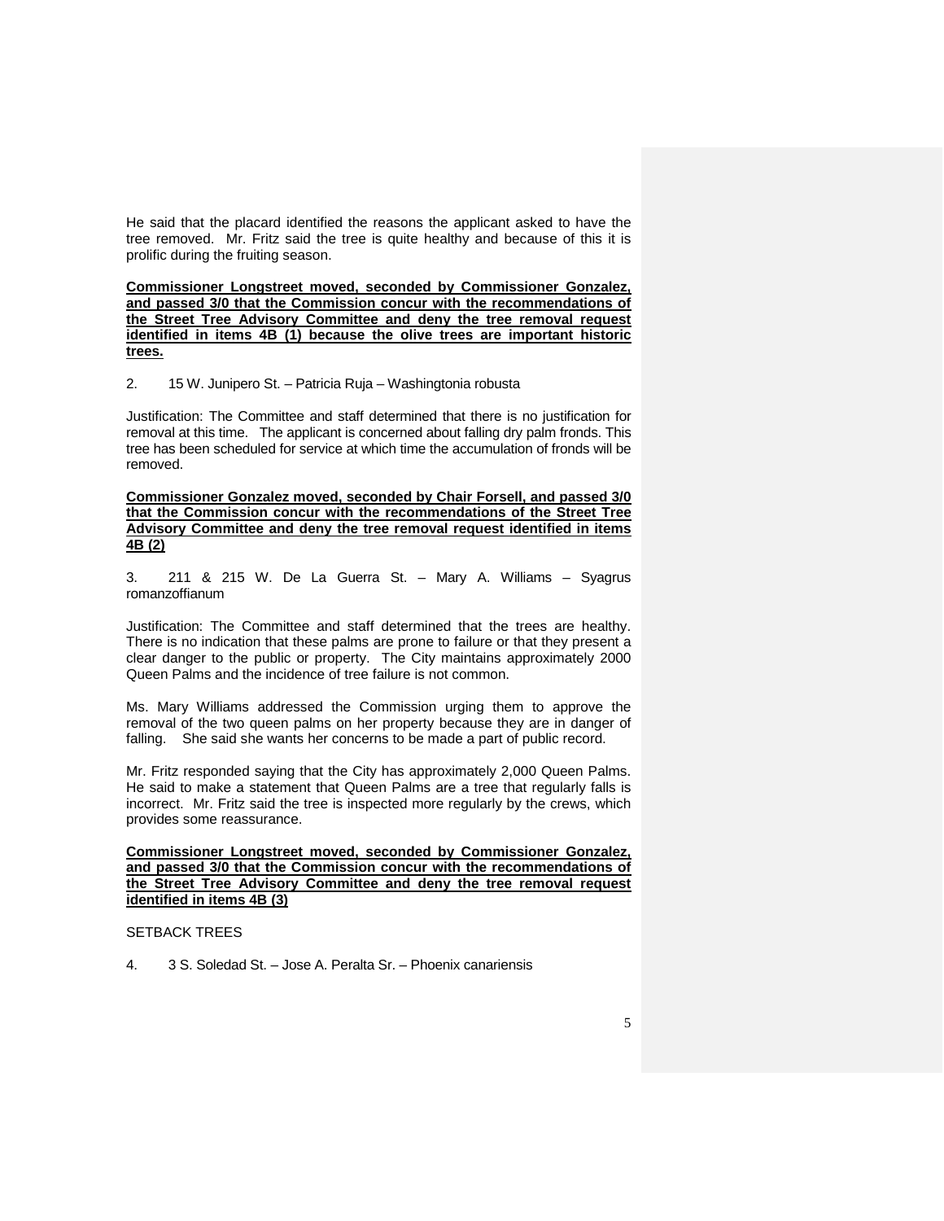He said that the placard identified the reasons the applicant asked to have the tree removed. Mr. Fritz said the tree is quite healthy and because of this it is prolific during the fruiting season.

**Commissioner Longstreet moved, seconded by Commissioner Gonzalez, and passed 3/0 that the Commission concur with the recommendations of the Street Tree Advisory Committee and deny the tree removal request identified in items 4B (1) because the olive trees are important historic trees.**

2. 15 W. Junipero St. – Patricia Ruja – Washingtonia robusta

Justification: The Committee and staff determined that there is no justification for removal at this time. The applicant is concerned about falling dry palm fronds. This tree has been scheduled for service at which time the accumulation of fronds will be removed.

**Commissioner Gonzalez moved, seconded by Chair Forsell, and passed 3/0 that the Commission concur with the recommendations of the Street Tree Advisory Committee and deny the tree removal request identified in items 4B (2)**

3. 211 & 215 W. De La Guerra St. – Mary A. Williams – Syagrus romanzoffianum

Justification: The Committee and staff determined that the trees are healthy. There is no indication that these palms are prone to failure or that they present a clear danger to the public or property. The City maintains approximately 2000 Queen Palms and the incidence of tree failure is not common.

Ms. Mary Williams addressed the Commission urging them to approve the removal of the two queen palms on her property because they are in danger of falling. She said she wants her concerns to be made a part of public record.

Mr. Fritz responded saying that the City has approximately 2,000 Queen Palms. He said to make a statement that Queen Palms are a tree that regularly falls is incorrect. Mr. Fritz said the tree is inspected more regularly by the crews, which provides some reassurance.

**Commissioner Longstreet moved, seconded by Commissioner Gonzalez, and passed 3/0 that the Commission concur with the recommendations of the Street Tree Advisory Committee and deny the tree removal request identified in items 4B (3)**

SETBACK TREES

4. 3 S. Soledad St. – Jose A. Peralta Sr. – Phoenix canariensis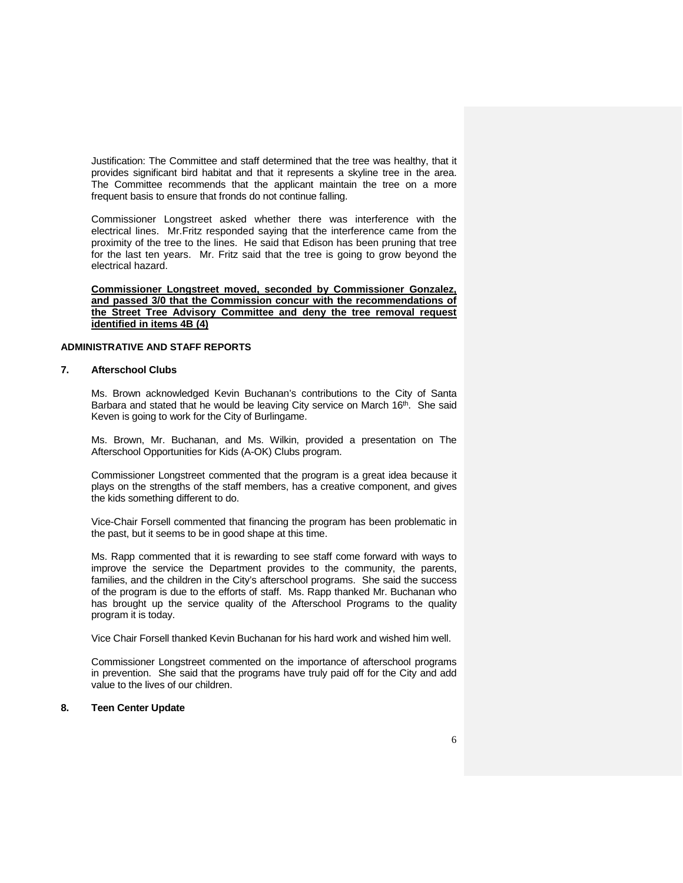Justification: The Committee and staff determined that the tree was healthy, that it provides significant bird habitat and that it represents a skyline tree in the area. The Committee recommends that the applicant maintain the tree on a more frequent basis to ensure that fronds do not continue falling.

Commissioner Longstreet asked whether there was interference with the electrical lines. Mr.Fritz responded saying that the interference came from the proximity of the tree to the lines. He said that Edison has been pruning that tree for the last ten years. Mr. Fritz said that the tree is going to grow beyond the electrical hazard.

**Commissioner Longstreet moved, seconded by Commissioner Gonzalez, and passed 3/0 that the Commission concur with the recommendations of the Street Tree Advisory Committee and deny the tree removal request identified in items 4B (4)**

**ADMINISTRATIVE AND STAFF REPORTS**

**7. Afterschool Clubs**

Ms. Brown acknowledged Kevin Buchanan's contributions to the City of Santa Barbara and stated that he would be leaving City service on March 16th. She said Keven is going to work for the City of Burlingame.

Ms. Brown, Mr. Buchanan, and Ms. Wilkin, provided a presentation on The Afterschool Opportunities for Kids (A-OK) Clubs program.

Commissioner Longstreet commented that the program is a great idea because it plays on the strengths of the staff members, has a creative component, and gives the kids something different to do.

Vice-Chair Forsell commented that financing the program has been problematic in the past, but it seems to be in good shape at this time.

Ms. Rapp commented that it is rewarding to see staff come forward with ways to improve the service the Department provides to the community, the parents, families, and the children in the City's afterschool programs. She said the success of the program is due to the efforts of staff. Ms. Rapp thanked Mr. Buchanan who has brought up the service quality of the Afterschool Programs to the quality program it is today.

Vice Chair Forsell thanked Kevin Buchanan for his hard work and wished him well.

Commissioner Longstreet commented on the importance of afterschool programs in prevention. She said that the programs have truly paid off for the City and add value to the lives of our children.

**8. Teen Center Update**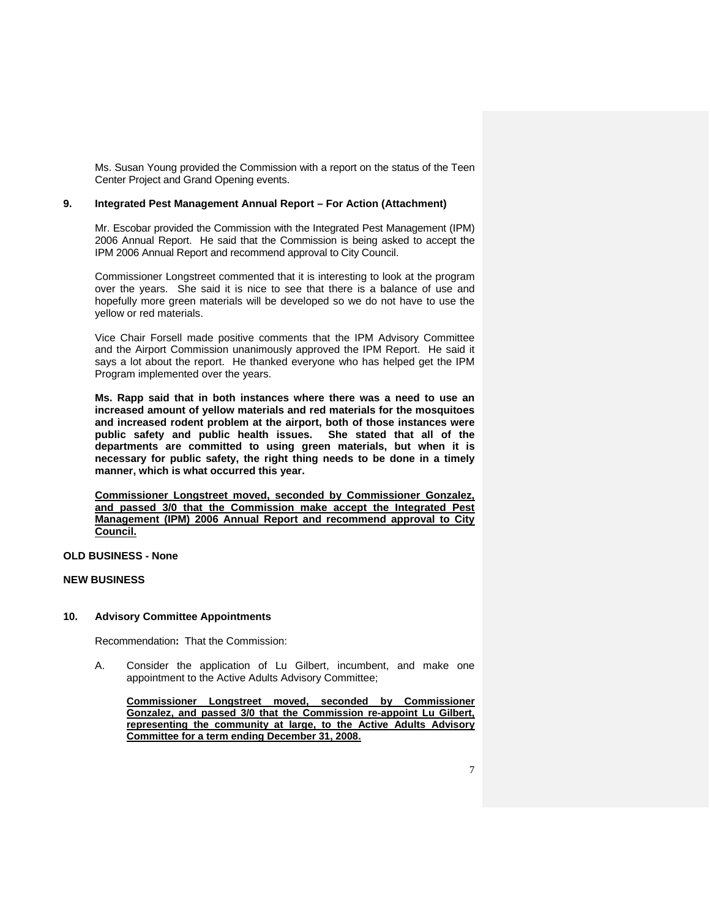Ms. Susan Young provided the Commission with a report on the status of the Teen Center Project and Grand Opening events.

**9. Integrated Pest Management Annual Report – For Action (Attachment)**

Mr. Escobar provided the Commission with the Integrated Pest Management (IPM) 2006 Annual Report. He said that the Commission is being asked to accept the IPM 2006 Annual Report and recommend approval to City Council.

Commissioner Longstreet commented that it is interesting to look at the program over the years. She said it is nice to see that there is a balance of use and hopefully more green materials will be developed so we do not have to use the yellow or red materials.

Vice Chair Forsell made positive comments that the IPM Advisory Committee and the Airport Commission unanimously approved the IPM Report. He said it says a lot about the report. He thanked everyone who has helped get the IPM Program implemented over the years.

**Ms. Rapp said that in both instances where there was a need to use an increased amount of yellow materials and red materials for the mosquitoes and increased rodent problem at the airport, both of those instances were public safety and public health issues. She stated that all of the departments are committed to using green materials, but when it is necessary for public safety, the right thing needs to be done in a timely manner, which is what occurred this year.**

**<u>Commissioner Longstreet moved, seconded by Commissioner Gonzalez, and passed 3/0 that the Commission make accept the Integrated Pest Management (IPM) 2006 Annual Report and recommend approval to City Council.</u>**

**OLD BUSINESS - None**

**NEW BUSINESS**

**10. Advisory Committee Appointments**

Recommendation**:** That the Commission:

A. Consider the application of Lu Gilbert, incumbent, and make one appointment to the Active Adults Advisory Committee;

**<u>Commissioner Longstreet moved, seconded by Commissioner Gonzalez, and passed 3/0 that the Commission re-appoint Lu Gilbert, representing the community at large, to the Active Adults Advisory Committee for a term ending December 31, 2008.</u>**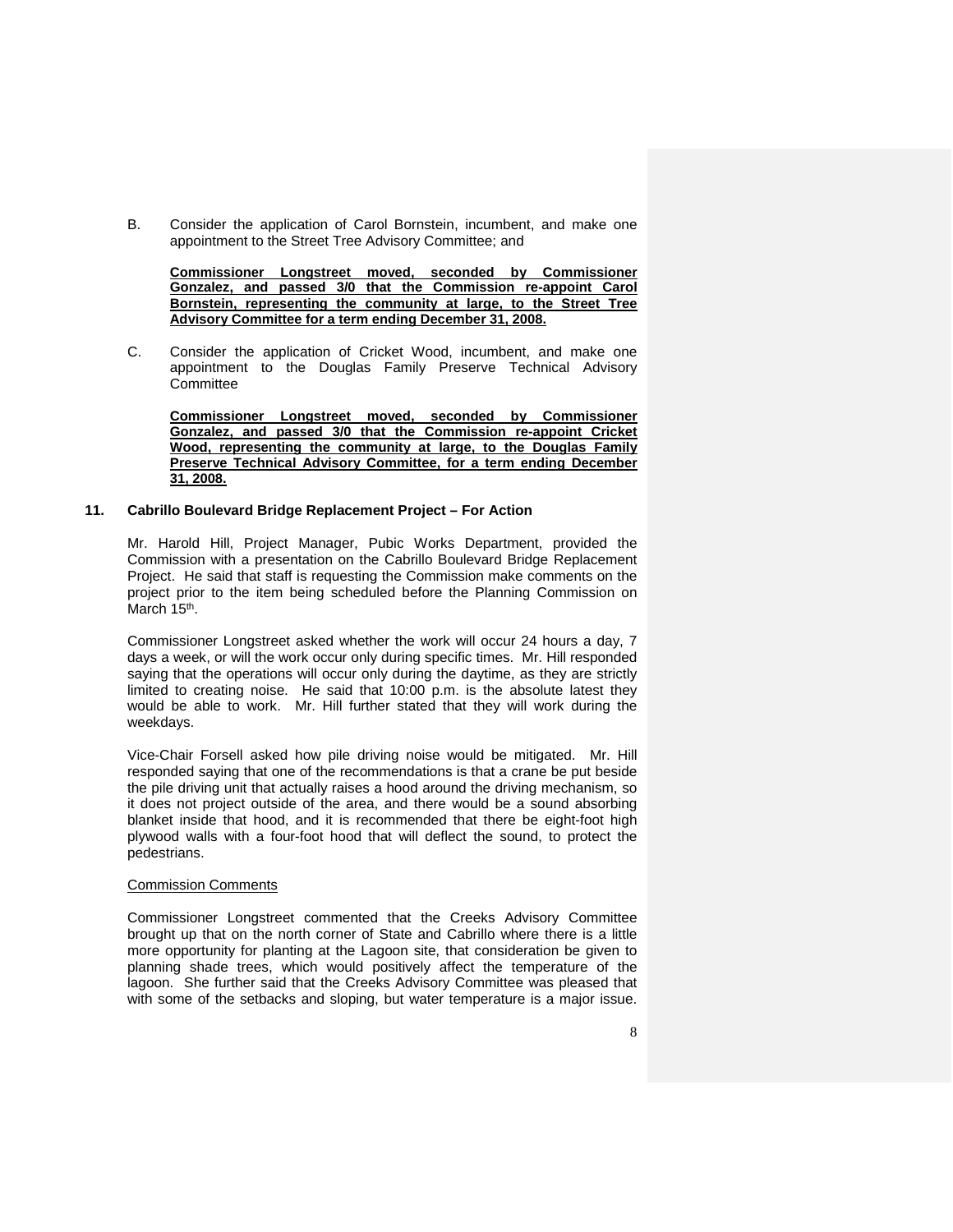B. Consider the application of Carol Bornstein, incumbent, and make one appointment to the Street Tree Advisory Committee; and

**Commissioner Longstreet moved, seconded by Commissioner Gonzalez, and passed 3/0 that the Commission re-appoint Carol Bornstein, representing the community at large, to the Street Tree Advisory Committee for a term ending December 31, 2008.**

C. Consider the application of Cricket Wood, incumbent, and make one appointment to the Douglas Family Preserve Technical Advisory Committee

**Commissioner Longstreet moved, seconded by Commissioner Gonzalez, and passed 3/0 that the Commission re-appoint Cricket Wood, representing the community at large, to the Douglas Family Preserve Technical Advisory Committee, for a term ending December 31, 2008.**

**11. Cabrillo Boulevard Bridge Replacement Project – For Action**

Mr. Harold Hill, Project Manager, Pubic Works Department, provided the Commission with a presentation on the Cabrillo Boulevard Bridge Replacement Project. He said that staff is requesting the Commission make comments on the project prior to the item being scheduled before the Planning Commission on March 15th.

Commissioner Longstreet asked whether the work will occur 24 hours a day, 7 days a week, or will the work occur only during specific times. Mr. Hill responded saying that the operations will occur only during the daytime, as they are strictly limited to creating noise. He said that 10:00 p.m. is the absolute latest they would be able to work. Mr. Hill further stated that they will work during the weekdays.

Vice-Chair Forsell asked how pile driving noise would be mitigated. Mr. Hill responded saying that one of the recommendations is that a crane be put beside the pile driving unit that actually raises a hood around the driving mechanism, so it does not project outside of the area, and there would be a sound absorbing blanket inside that hood, and it is recommended that there be eight-foot high plywood walls with a four-foot hood that will deflect the sound, to protect the pedestrians.

Commission Comments

Commissioner Longstreet commented that the Creeks Advisory Committee brought up that on the north corner of State and Cabrillo where there is a little more opportunity for planting at the Lagoon site, that consideration be given to planning shade trees, which would positively affect the temperature of the lagoon. She further said that the Creeks Advisory Committee was pleased that with some of the setbacks and sloping, but water temperature is a major issue.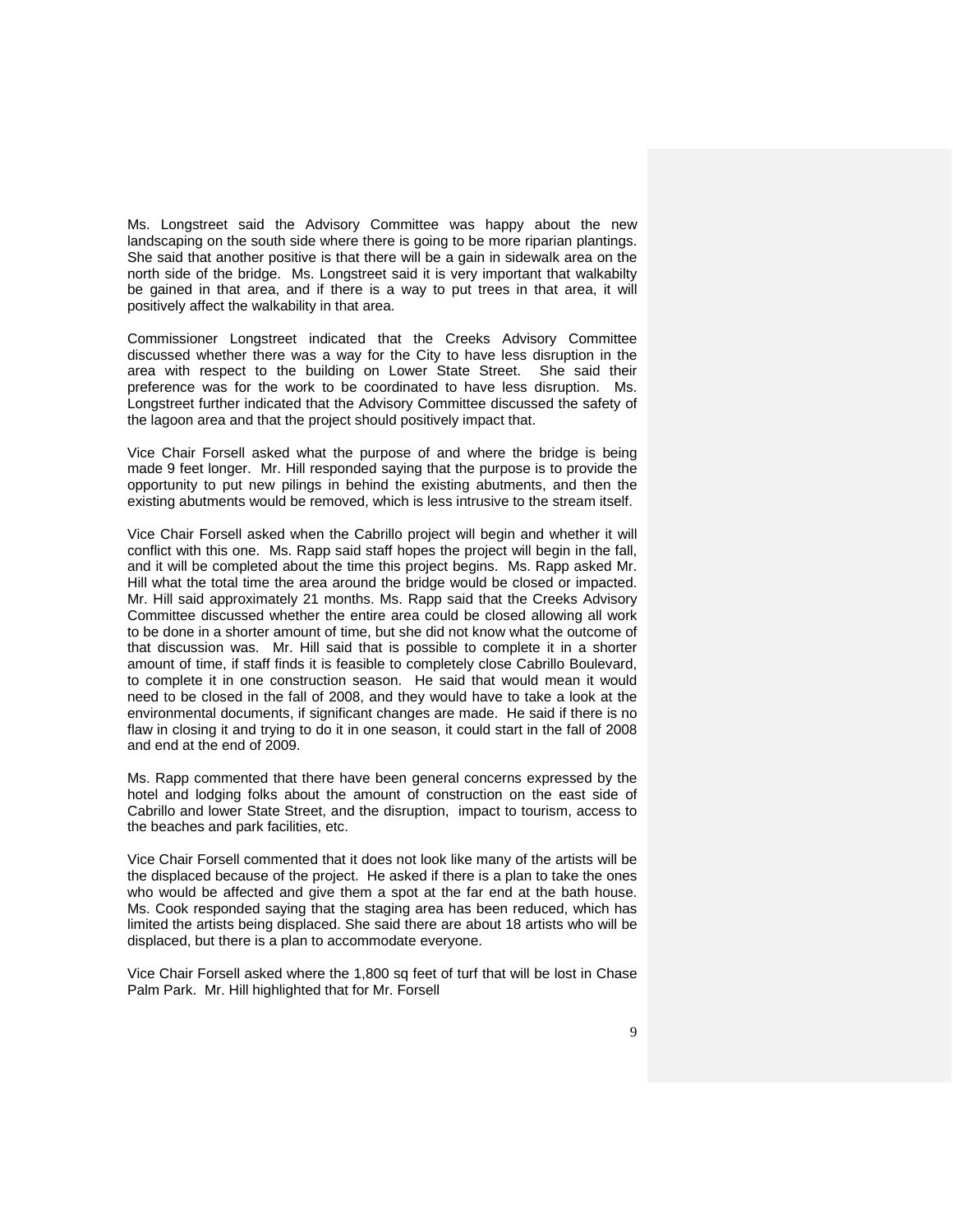Ms. Longstreet said the Advisory Committee was happy about the new landscaping on the south side where there is going to be more riparian plantings. She said that another positive is that there will be a gain in sidewalk area on the north side of the bridge. Ms. Longstreet said it is very important that walkabilty be gained in that area, and if there is a way to put trees in that area, it will positively affect the walkability in that area.

Commissioner Longstreet indicated that the Creeks Advisory Committee discussed whether there was a way for the City to have less disruption in the area with respect to the building on Lower State Street. She said their preference was for the work to be coordinated to have less disruption. Ms. Longstreet further indicated that the Advisory Committee discussed the safety of the lagoon area and that the project should positively impact that.

Vice Chair Forsell asked what the purpose of and where the bridge is being made 9 feet longer. Mr. Hill responded saying that the purpose is to provide the opportunity to put new pilings in behind the existing abutments, and then the existing abutments would be removed, which is less intrusive to the stream itself.

Vice Chair Forsell asked when the Cabrillo project will begin and whether it will conflict with this one. Ms. Rapp said staff hopes the project will begin in the fall, and it will be completed about the time this project begins. Ms. Rapp asked Mr. Hill what the total time the area around the bridge would be closed or impacted. Mr. Hill said approximately 21 months. Ms. Rapp said that the Creeks Advisory Committee discussed whether the entire area could be closed allowing all work to be done in a shorter amount of time, but she did not know what the outcome of that discussion was. Mr. Hill said that is possible to complete it in a shorter amount of time, if staff finds it is feasible to completely close Cabrillo Boulevard, to complete it in one construction season. He said that would mean it would need to be closed in the fall of 2008, and they would have to take a look at the environmental documents, if significant changes are made. He said if there is no flaw in closing it and trying to do it in one season, it could start in the fall of 2008 and end at the end of 2009.

Ms. Rapp commented that there have been general concerns expressed by the hotel and lodging folks about the amount of construction on the east side of Cabrillo and lower State Street, and the disruption, impact to tourism, access to the beaches and park facilities, etc.

Vice Chair Forsell commented that it does not look like many of the artists will be the displaced because of the project. He asked if there is a plan to take the ones who would be affected and give them a spot at the far end at the bath house. Ms. Cook responded saying that the staging area has been reduced, which has limited the artists being displaced. She said there are about 18 artists who will be displaced, but there is a plan to accommodate everyone.

Vice Chair Forsell asked where the 1,800 sq feet of turf that will be lost in Chase Palm Park. Mr. Hill highlighted that for Mr. Forsell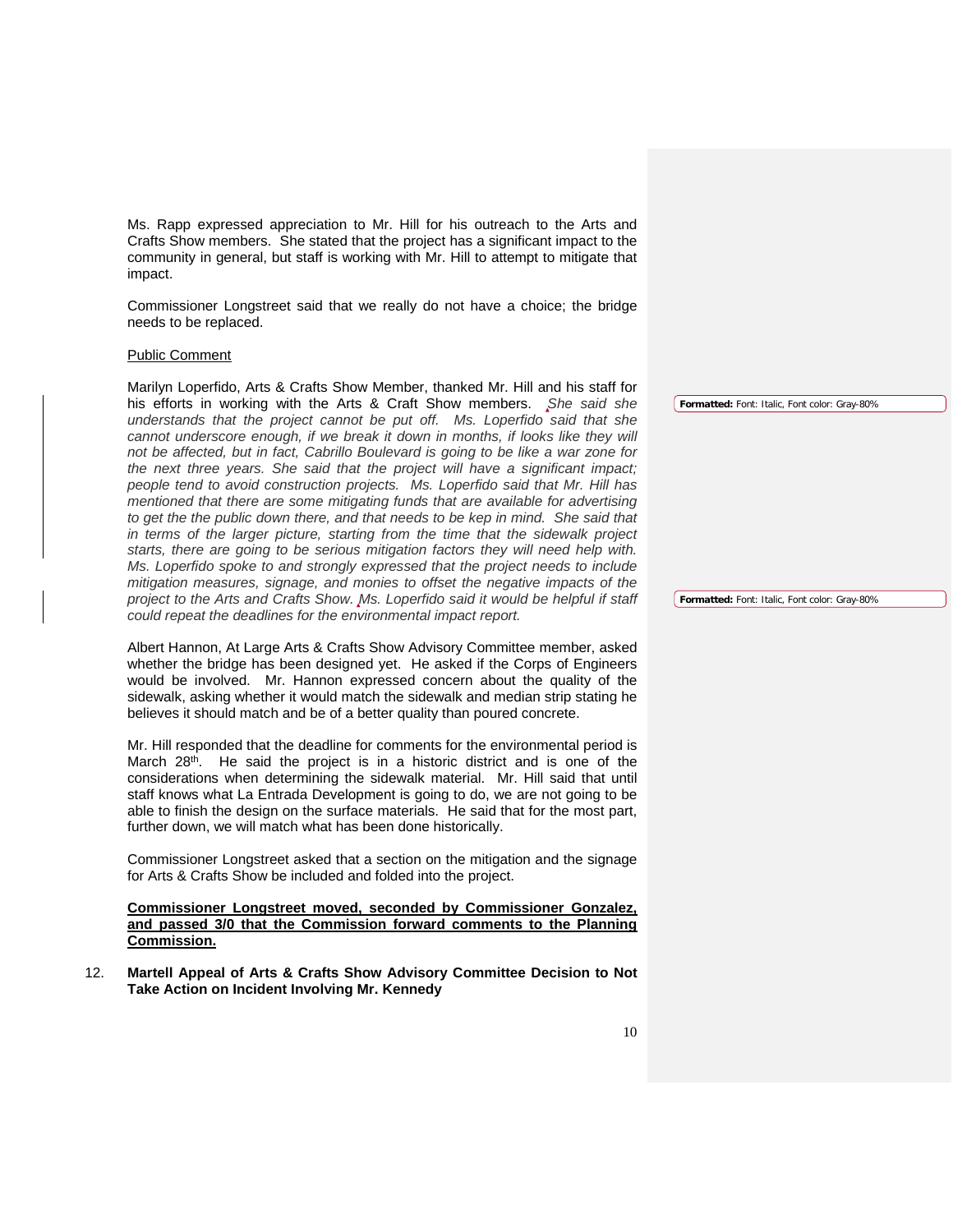Ms. Rapp expressed appreciation to Mr. Hill for his outreach to the Arts and Crafts Show members. She stated that the project has a significant impact to the community in general, but staff is working with Mr. Hill to attempt to mitigate that impact.

Commissioner Longstreet said that we really do not have a choice; the bridge needs to be replaced.

Public Comment

Marilyn Loperfido, Arts & Crafts Show Member, thanked Mr. Hill and his staff for his efforts in working with the Arts & Craft Show members. *She said she understands that the project cannot be put off. Ms. Loperfido said that she cannot underscore enough, if we break it down in months, if looks like they will not be affected, but in fact, Cabrillo Boulevard is going to be like a war zone for the next three years. She said that the project will have a significant impact; people tend to avoid construction projects. Ms. Loperfido said that Mr. Hill has mentioned that there are some mitigating funds that are available for advertising to get the the public down there, and that needs to be kep in mind. She said that in terms of the larger picture, starting from the time that the sidewalk project starts, there are going to be serious mitigation factors they will need help with. Ms. Loperfido spoke to and strongly expressed that the project needs to include mitigation measures, signage, and monies to offset the negative impacts of the project to the Arts and Crafts Show. Ms. Loperfido said it would be helpful if staff could repeat the deadlines for the environmental impact report.*

Formatted: Font: Italic, Font color: Gray-80%

Formatted: Font: Italic, Font color: Gray-80%

Albert Hannon, At Large Arts & Crafts Show Advisory Committee member, asked whether the bridge has been designed yet. He asked if the Corps of Engineers would be involved. Mr. Hannon expressed concern about the quality of the sidewalk, asking whether it would match the sidewalk and median strip stating he believes it should match and be of a better quality than poured concrete.

Mr. Hill responded that the deadline for comments for the environmental period is March 28th. He said the project is in a historic district and is one of the considerations when determining the sidewalk material. Mr. Hill said that until staff knows what La Entrada Development is going to do, we are not going to be able to finish the design on the surface materials. He said that for the most part, further down, we will match what has been done historically.

Commissioner Longstreet asked that a section on the mitigation and the signage for Arts & Crafts Show be included and folded into the project.

**Commissioner Longstreet moved, seconded by Commissioner Gonzalez, and passed 3/0 that the Commission forward comments to the Planning Commission.**

12. **Martell Appeal of Arts & Crafts Show Advisory Committee Decision to Not Take Action on Incident Involving Mr. Kennedy**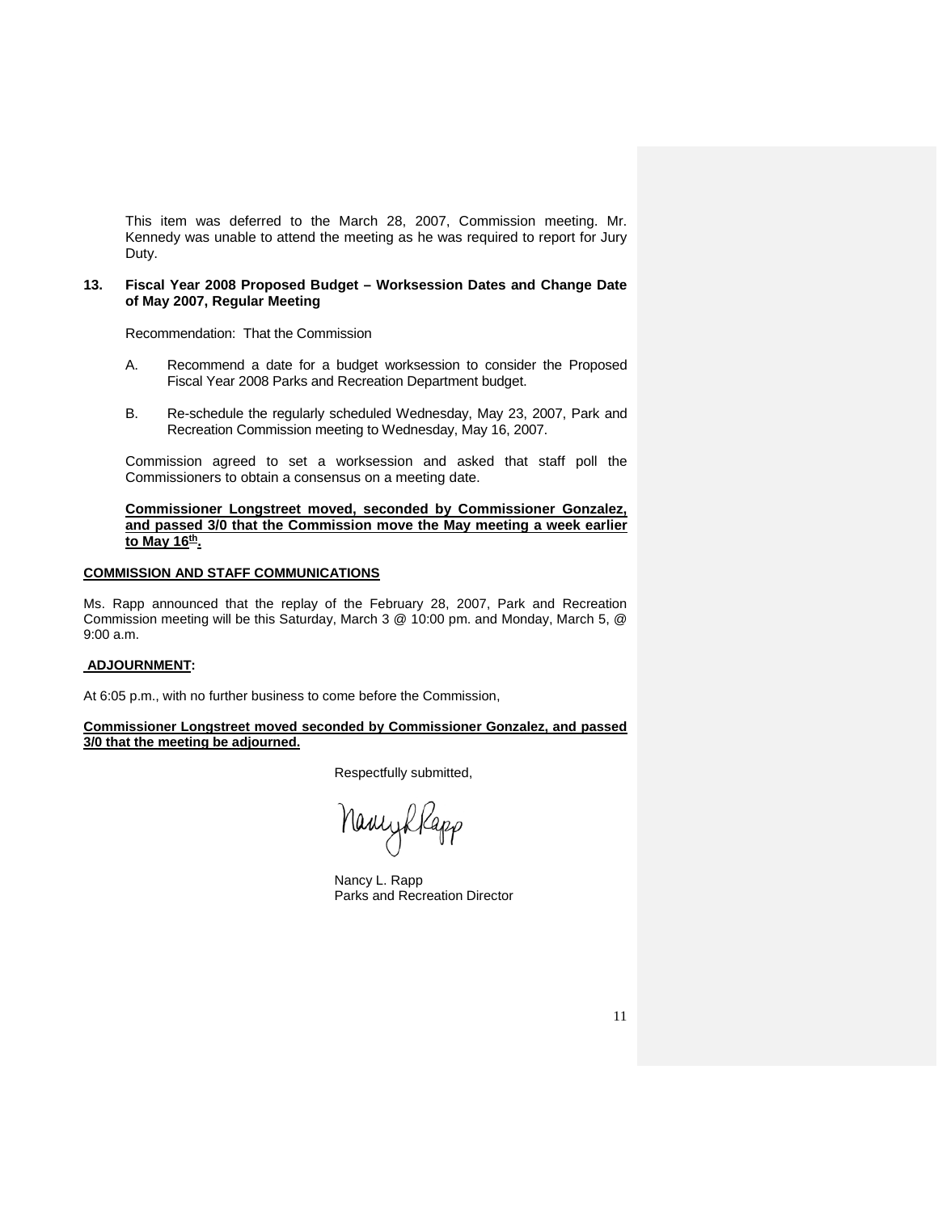This item was deferred to the March 28, 2007, Commission meeting. Mr. Kennedy was unable to attend the meeting as he was required to report for Jury Duty.

**13. Fiscal Year 2008 Proposed Budget – Worksession Dates and Change Date of May 2007, Regular Meeting**

Recommendation: That the Commission

A. Recommend a date for a budget worksession to consider the Proposed Fiscal Year 2008 Parks and Recreation Department budget.

B. Re-schedule the regularly scheduled Wednesday, May 23, 2007, Park and Recreation Commission meeting to Wednesday, May 16, 2007.

Commission agreed to set a worksession and asked that staff poll the Commissioners to obtain a consensus on a meeting date.

**Commissioner Longstreet moved, seconded by Commissioner Gonzalez, and passed 3/0 that the Commission move the May meeting a week earlier to May 16th.**

**COMMISSION AND STAFF COMMUNICATIONS**

Ms. Rapp announced that the replay of the February 28, 2007, Park and Recreation Commission meeting will be this Saturday, March 3 @ 10:00 pm. and Monday, March 5, @ 9:00 a.m.

**ADJOURNMENT:**

At 6:05 p.m., with no further business to come before the Commission,

**Commissioner Longstreet moved seconded by Commissioner Gonzalez, and passed 3/0 that the meeting be adjourned.**

Respectfully submitted,

Nancy L. Rapp
Parks and Recreation Director